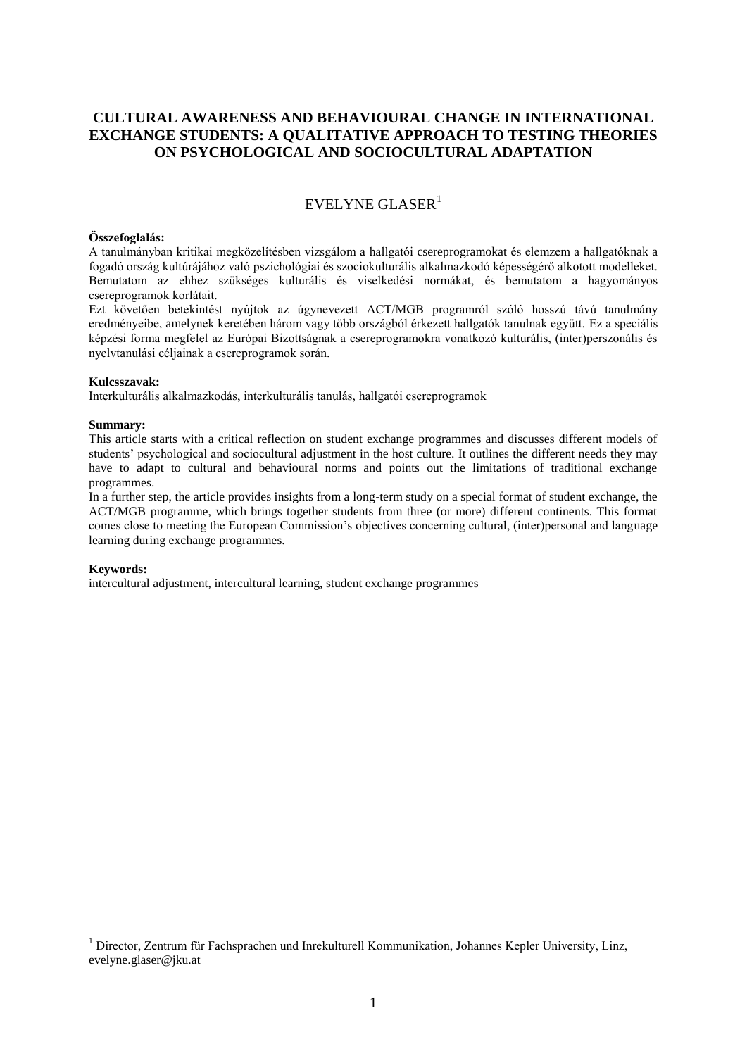# CULTURAL AWARENESS AND BEHAVIOURAL CHANGE IN INTERNATIONAL EXCHANGE STUDENTS: A QUALITATIVE APPROACH TO TESTING THEORIES ON PSYCHOLOGICAL AND SOCIOCULTURAL ADAPTATION

EVELYNE GLASER[1]

**Összefoglalás:**
A tanulmányban kritikai megközelítésben vizsgálom a hallgatói csereprogramokat és elemzem a hallgatóknak a fogadó ország kultúrájához való pszichológiai és szociokulturális alkalmazkodó képességérő alkotott modelleket. Bemutatom az ehhez szükséges kulturális és viselkedési normákat, és bemutatom a hagyományos csereprogramok korlátait.
Ezt követően betekintést nyújtok az úgynevezett ACT/MGB programról szóló hosszú távú tanulmány eredményeibe, amelynek keretében három vagy több országból érkezett hallgatók tanulnak együtt. Ez a speciális képzési forma megfelel az Európai Bizottságnak a csereprogramokra vonatkozó kulturális, (inter)perszonális és nyelvtanulási céljainak a csereprogramok során.

**Kulcsszavak:**
Interkulturális alkalmazkodás, interkulturális tanulás, hallgatói csereprogramok

**Summary:**
This article starts with a critical reflection on student exchange programmes and discusses different models of students' psychological and sociocultural adjustment in the host culture. It outlines the different needs they may have to adapt to cultural and behavioural norms and points out the limitations of traditional exchange programmes.
In a further step, the article provides insights from a long-term study on a special format of student exchange, the ACT/MGB programme, which brings together students from three (or more) different continents. This format comes close to meeting the European Commission's objectives concerning cultural, (inter)personal and language learning during exchange programmes.

**Keywords:**
intercultural adjustment, intercultural learning, student exchange programmes

---

[1] Director, Zentrum für Fachsprachen und Inrekulturell Kommunikation, Johannes Kepler University, Linz, evelyne.glaser@jku.at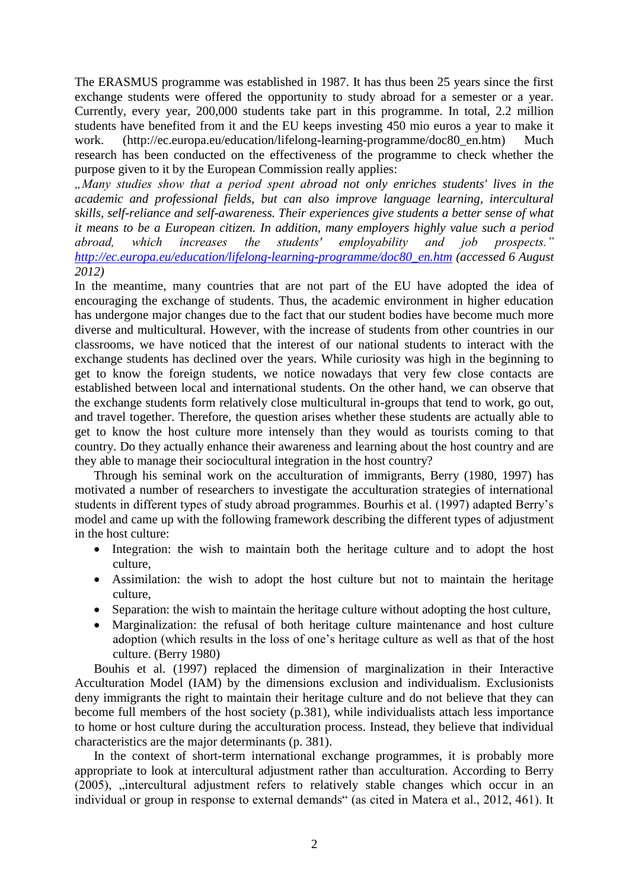The ERASMUS programme was established in 1987. It has thus been 25 years since the first exchange students were offered the opportunity to study abroad for a semester or a year. Currently, every year, 200,000 students take part in this programme. In total, 2.2 million students have benefited from it and the EU keeps investing 450 mio euros a year to make it work. (http://ec.europa.eu/education/lifelong-learning-programme/doc80_en.htm) Much research has been conducted on the effectiveness of the programme to check whether the purpose given to it by the European Commission really applies:

*„Many studies show that a period spent abroad not only enriches students' lives in the academic and professional fields, but can also improve language learning, intercultural skills, self-reliance and self-awareness. Their experiences give students a better sense of what it means to be a European citizen. In addition, many employers highly value such a period abroad, which increases the students' employability and job prospects." http://ec.europa.eu/education/lifelong-learning-programme/doc80_en.htm (accessed 6 August 2012)*

In the meantime, many countries that are not part of the EU have adopted the idea of encouraging the exchange of students. Thus, the academic environment in higher education has undergone major changes due to the fact that our student bodies have become much more diverse and multicultural. However, with the increase of students from other countries in our classrooms, we have noticed that the interest of our national students to interact with the exchange students has declined over the years. While curiosity was high in the beginning to get to know the foreign students, we notice nowadays that very few close contacts are established between local and international students. On the other hand, we can observe that the exchange students form relatively close multicultural in-groups that tend to work, go out, and travel together. Therefore, the question arises whether these students are actually able to get to know the host culture more intensely than they would as tourists coming to that country. Do they actually enhance their awareness and learning about the host country and are they able to manage their sociocultural integration in the host country?

Through his seminal work on the acculturation of immigrants, Berry (1980, 1997) has motivated a number of researchers to investigate the acculturation strategies of international students in different types of study abroad programmes. Bourhis et al. (1997) adapted Berry's model and came up with the following framework describing the different types of adjustment in the host culture:

- Integration: the wish to maintain both the heritage culture and to adopt the host culture,
- Assimilation: the wish to adopt the host culture but not to maintain the heritage culture,
- Separation: the wish to maintain the heritage culture without adopting the host culture,
- Marginalization: the refusal of both heritage culture maintenance and host culture adoption (which results in the loss of one's heritage culture as well as that of the host culture. (Berry 1980)

Bouhis et al. (1997) replaced the dimension of marginalization in their Interactive Acculturation Model (IAM) by the dimensions exclusion and individualism. Exclusionists deny immigrants the right to maintain their heritage culture and do not believe that they can become full members of the host society (p.381), while individualists attach less importance to home or host culture during the acculturation process. Instead, they believe that individual characteristics are the major determinants (p. 381).

In the context of short-term international exchange programmes, it is probably more appropriate to look at intercultural adjustment rather than acculturation. According to Berry (2005), „intercultural adjustment refers to relatively stable changes which occur in an individual or group in response to external demands" (as cited in Matera et al., 2012, 461). It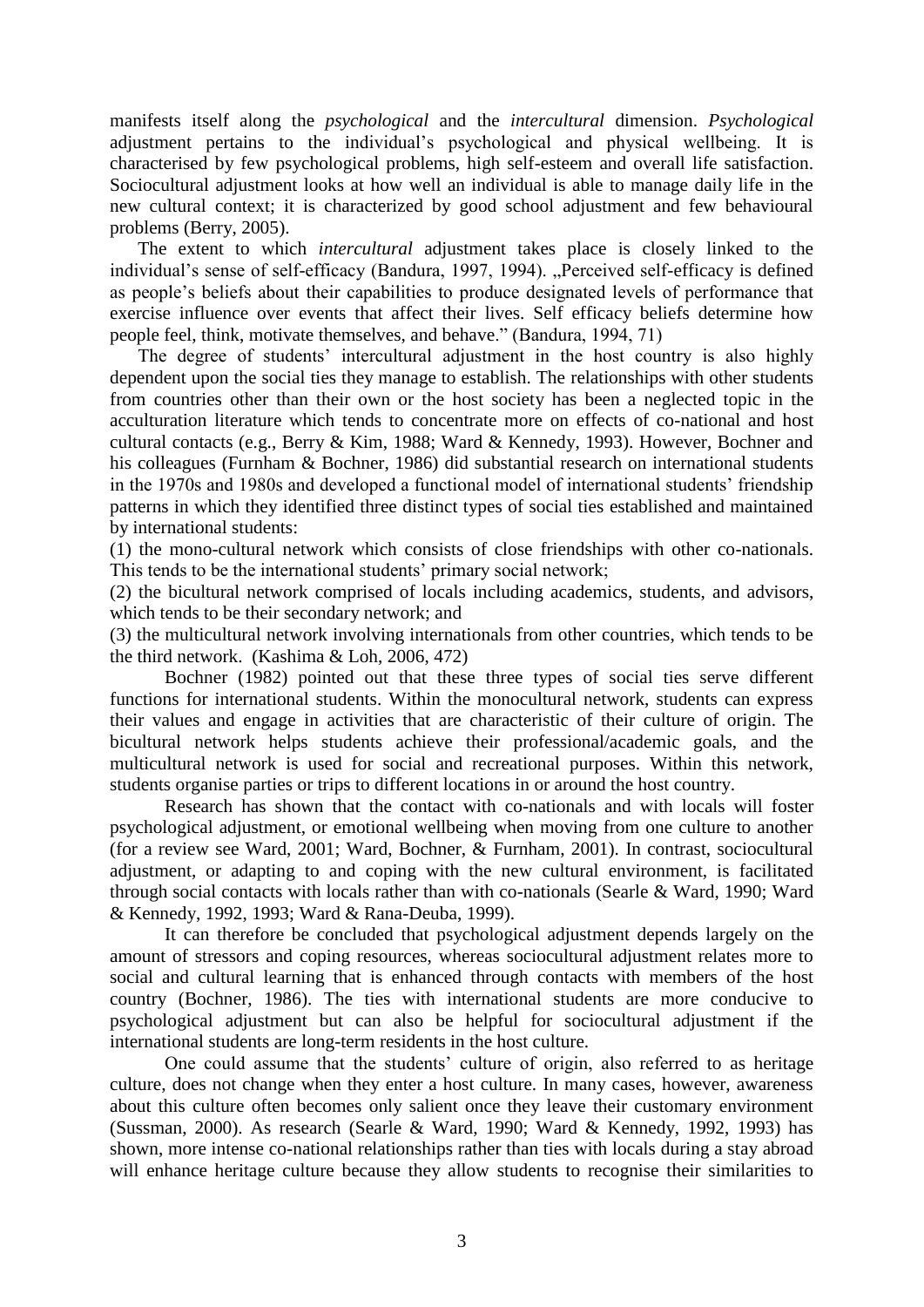manifests itself along the *psychological* and the *intercultural* dimension. *Psychological* adjustment pertains to the individual's psychological and physical wellbeing. It is characterised by few psychological problems, high self-esteem and overall life satisfaction. Sociocultural adjustment looks at how well an individual is able to manage daily life in the new cultural context; it is characterized by good school adjustment and few behavioural problems (Berry, 2005).

The extent to which *intercultural* adjustment takes place is closely linked to the individual's sense of self-efficacy (Bandura, 1997, 1994). „Perceived self-efficacy is defined as people's beliefs about their capabilities to produce designated levels of performance that exercise influence over events that affect their lives. Self efficacy beliefs determine how people feel, think, motivate themselves, and behave." (Bandura, 1994, 71)

The degree of students' intercultural adjustment in the host country is also highly dependent upon the social ties they manage to establish. The relationships with other students from countries other than their own or the host society has been a neglected topic in the acculturation literature which tends to concentrate more on effects of co-national and host cultural contacts (e.g., Berry & Kim, 1988; Ward & Kennedy, 1993). However, Bochner and his colleagues (Furnham & Bochner, 1986) did substantial research on international students in the 1970s and 1980s and developed a functional model of international students' friendship patterns in which they identified three distinct types of social ties established and maintained by international students:

(1) the mono-cultural network which consists of close friendships with other co-nationals. This tends to be the international students' primary social network;

(2) the bicultural network comprised of locals including academics, students, and advisors, which tends to be their secondary network; and

(3) the multicultural network involving internationals from other countries, which tends to be the third network. (Kashima & Loh, 2006, 472)

Bochner (1982) pointed out that these three types of social ties serve different functions for international students. Within the monocultural network, students can express their values and engage in activities that are characteristic of their culture of origin. The bicultural network helps students achieve their professional/academic goals, and the multicultural network is used for social and recreational purposes. Within this network, students organise parties or trips to different locations in or around the host country.

Research has shown that the contact with co-nationals and with locals will foster psychological adjustment, or emotional wellbeing when moving from one culture to another (for a review see Ward, 2001; Ward, Bochner, & Furnham, 2001). In contrast, sociocultural adjustment, or adapting to and coping with the new cultural environment, is facilitated through social contacts with locals rather than with co-nationals (Searle & Ward, 1990; Ward & Kennedy, 1992, 1993; Ward & Rana-Deuba, 1999).

It can therefore be concluded that psychological adjustment depends largely on the amount of stressors and coping resources, whereas sociocultural adjustment relates more to social and cultural learning that is enhanced through contacts with members of the host country (Bochner, 1986). The ties with international students are more conducive to psychological adjustment but can also be helpful for sociocultural adjustment if the international students are long-term residents in the host culture.

One could assume that the students' culture of origin, also referred to as heritage culture, does not change when they enter a host culture. In many cases, however, awareness about this culture often becomes only salient once they leave their customary environment (Sussman, 2000). As research (Searle & Ward, 1990; Ward & Kennedy, 1992, 1993) has shown, more intense co-national relationships rather than ties with locals during a stay abroad will enhance heritage culture because they allow students to recognise their similarities to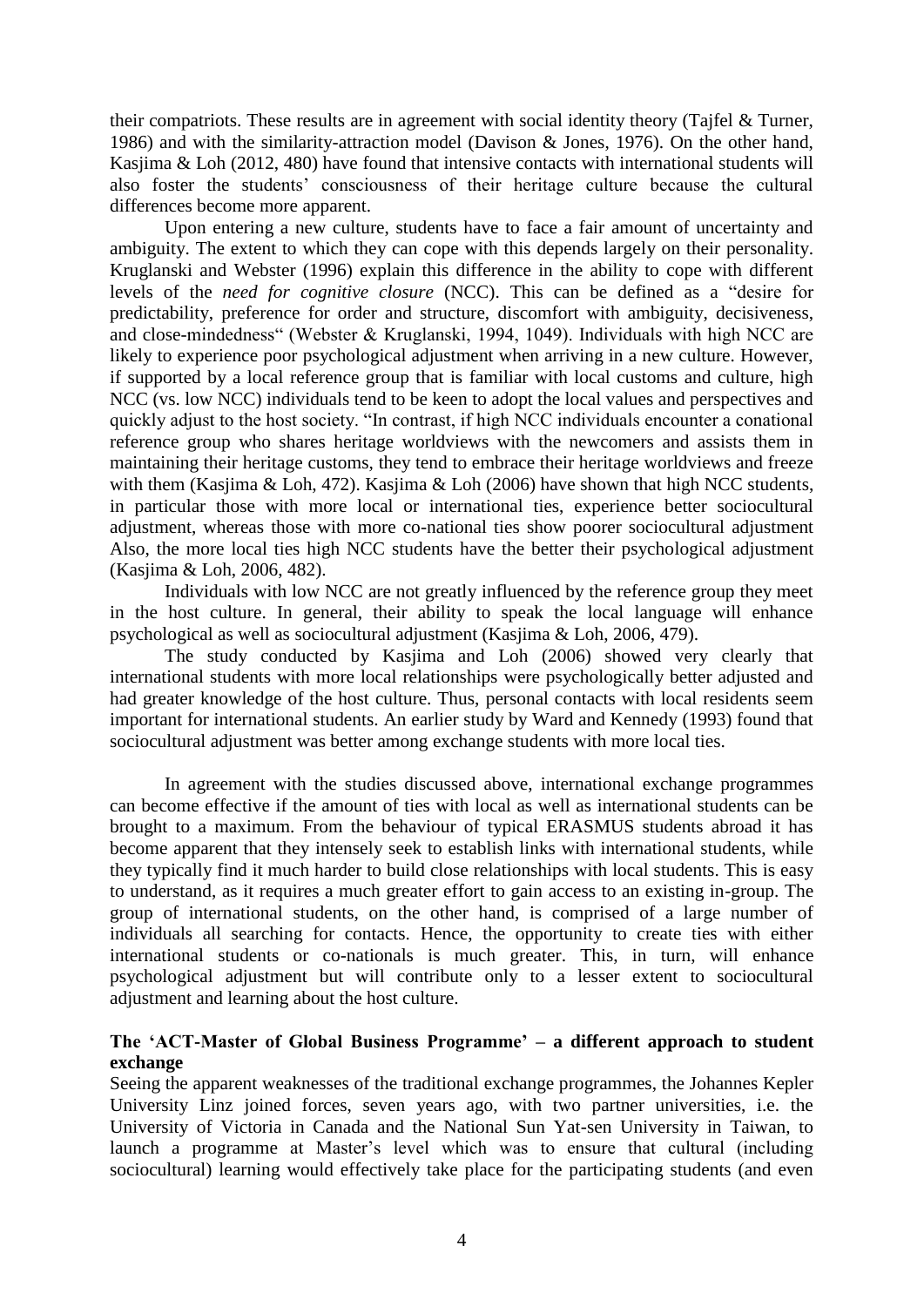their compatriots. These results are in agreement with social identity theory (Tajfel & Turner, 1986) and with the similarity-attraction model (Davison & Jones, 1976). On the other hand, Kasjima & Loh (2012, 480) have found that intensive contacts with international students will also foster the students' consciousness of their heritage culture because the cultural differences become more apparent.

Upon entering a new culture, students have to face a fair amount of uncertainty and ambiguity. The extent to which they can cope with this depends largely on their personality. Kruglanski and Webster (1996) explain this difference in the ability to cope with different levels of the *need for cognitive closure* (NCC). This can be defined as a "desire for predictability, preference for order and structure, discomfort with ambiguity, decisiveness, and close-mindedness" (Webster & Kruglanski, 1994, 1049). Individuals with high NCC are likely to experience poor psychological adjustment when arriving in a new culture. However, if supported by a local reference group that is familiar with local customs and culture, high NCC (vs. low NCC) individuals tend to be keen to adopt the local values and perspectives and quickly adjust to the host society. "In contrast, if high NCC individuals encounter a conational reference group who shares heritage worldviews with the newcomers and assists them in maintaining their heritage customs, they tend to embrace their heritage worldviews and freeze with them (Kasjima & Loh, 472). Kasjima & Loh (2006) have shown that high NCC students, in particular those with more local or international ties, experience better sociocultural adjustment, whereas those with more co-national ties show poorer sociocultural adjustment Also, the more local ties high NCC students have the better their psychological adjustment (Kasjima & Loh, 2006, 482).

Individuals with low NCC are not greatly influenced by the reference group they meet in the host culture. In general, their ability to speak the local language will enhance psychological as well as sociocultural adjustment (Kasjima & Loh, 2006, 479).

The study conducted by Kasjima and Loh (2006) showed very clearly that international students with more local relationships were psychologically better adjusted and had greater knowledge of the host culture. Thus, personal contacts with local residents seem important for international students. An earlier study by Ward and Kennedy (1993) found that sociocultural adjustment was better among exchange students with more local ties.

In agreement with the studies discussed above, international exchange programmes can become effective if the amount of ties with local as well as international students can be brought to a maximum. From the behaviour of typical ERASMUS students abroad it has become apparent that they intensely seek to establish links with international students, while they typically find it much harder to build close relationships with local students. This is easy to understand, as it requires a much greater effort to gain access to an existing in-group. The group of international students, on the other hand, is comprised of a large number of individuals all searching for contacts. Hence, the opportunity to create ties with either international students or co-nationals is much greater. This, in turn, will enhance psychological adjustment but will contribute only to a lesser extent to sociocultural adjustment and learning about the host culture.

## The 'ACT-Master of Global Business Programme' – a different approach to student exchange

Seeing the apparent weaknesses of the traditional exchange programmes, the Johannes Kepler University Linz joined forces, seven years ago, with two partner universities, i.e. the University of Victoria in Canada and the National Sun Yat-sen University in Taiwan, to launch a programme at Master's level which was to ensure that cultural (including sociocultural) learning would effectively take place for the participating students (and even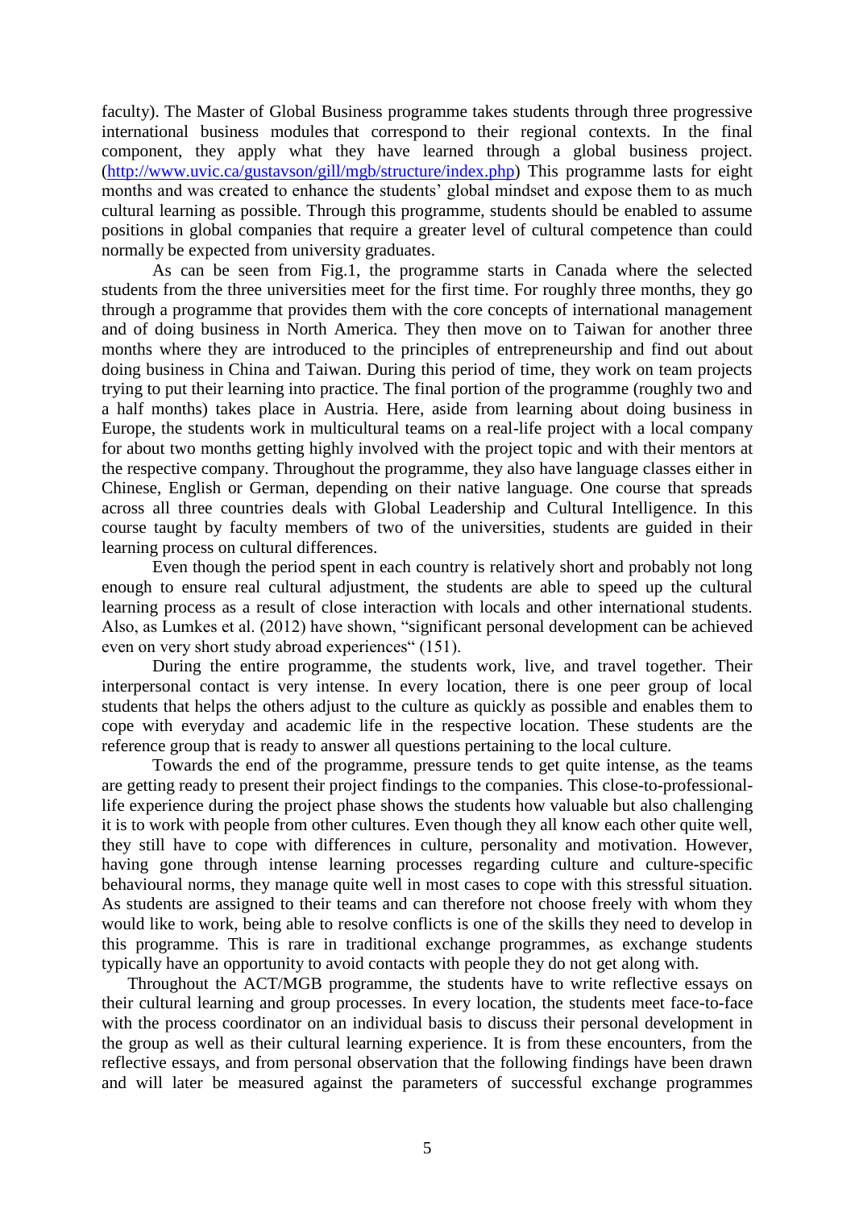faculty). The Master of Global Business programme takes students through three progressive international business modules that correspond to their regional contexts. In the final component, they apply what they have learned through a global business project. (http://www.uvic.ca/gustavson/gill/mgb/structure/index.php) This programme lasts for eight months and was created to enhance the students' global mindset and expose them to as much cultural learning as possible. Through this programme, students should be enabled to assume positions in global companies that require a greater level of cultural competence than could normally be expected from university graduates.

As can be seen from Fig.1, the programme starts in Canada where the selected students from the three universities meet for the first time. For roughly three months, they go through a programme that provides them with the core concepts of international management and of doing business in North America. They then move on to Taiwan for another three months where they are introduced to the principles of entrepreneurship and find out about doing business in China and Taiwan. During this period of time, they work on team projects trying to put their learning into practice. The final portion of the programme (roughly two and a half months) takes place in Austria. Here, aside from learning about doing business in Europe, the students work in multicultural teams on a real-life project with a local company for about two months getting highly involved with the project topic and with their mentors at the respective company. Throughout the programme, they also have language classes either in Chinese, English or German, depending on their native language. One course that spreads across all three countries deals with Global Leadership and Cultural Intelligence. In this course taught by faculty members of two of the universities, students are guided in their learning process on cultural differences.

Even though the period spent in each country is relatively short and probably not long enough to ensure real cultural adjustment, the students are able to speed up the cultural learning process as a result of close interaction with locals and other international students. Also, as Lumkes et al. (2012) have shown, "significant personal development can be achieved even on very short study abroad experiences" (151).

During the entire programme, the students work, live, and travel together. Their interpersonal contact is very intense. In every location, there is one peer group of local students that helps the others adjust to the culture as quickly as possible and enables them to cope with everyday and academic life in the respective location. These students are the reference group that is ready to answer all questions pertaining to the local culture.

Towards the end of the programme, pressure tends to get quite intense, as the teams are getting ready to present their project findings to the companies. This close-to-professional-life experience during the project phase shows the students how valuable but also challenging it is to work with people from other cultures. Even though they all know each other quite well, they still have to cope with differences in culture, personality and motivation. However, having gone through intense learning processes regarding culture and culture-specific behavioural norms, they manage quite well in most cases to cope with this stressful situation. As students are assigned to their teams and can therefore not choose freely with whom they would like to work, being able to resolve conflicts is one of the skills they need to develop in this programme. This is rare in traditional exchange programmes, as exchange students typically have an opportunity to avoid contacts with people they do not get along with.

Throughout the ACT/MGB programme, the students have to write reflective essays on their cultural learning and group processes. In every location, the students meet face-to-face with the process coordinator on an individual basis to discuss their personal development in the group as well as their cultural learning experience. It is from these encounters, from the reflective essays, and from personal observation that the following findings have been drawn and will later be measured against the parameters of successful exchange programmes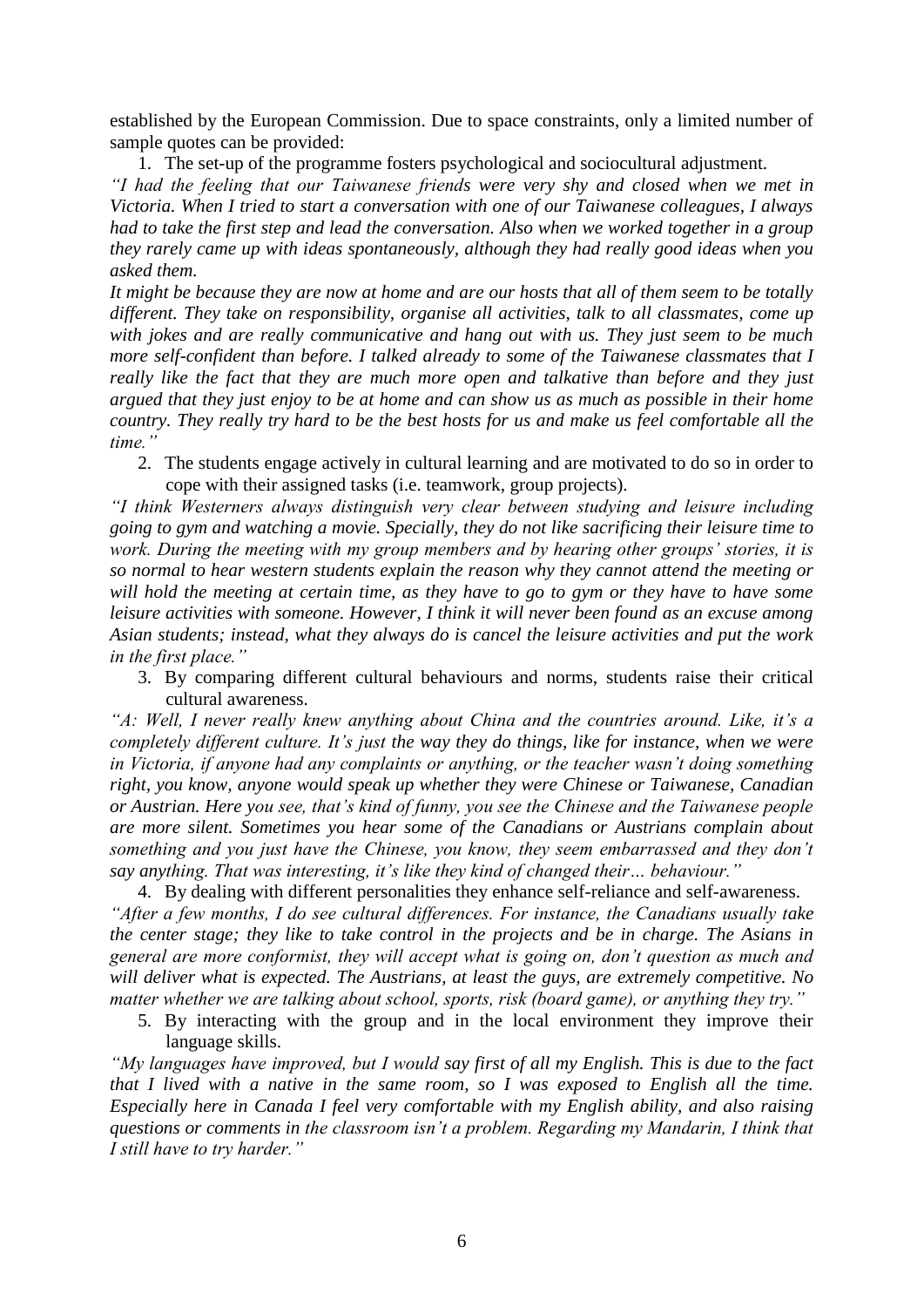established by the European Commission. Due to space constraints, only a limited number of sample quotes can be provided:

1. The set-up of the programme fosters psychological and sociocultural adjustment.

*"I had the feeling that our Taiwanese friends were very shy and closed when we met in Victoria. When I tried to start a conversation with one of our Taiwanese colleagues, I always had to take the first step and lead the conversation. Also when we worked together in a group they rarely came up with ideas spontaneously, although they had really good ideas when you asked them.*

*It might be because they are now at home and are our hosts that all of them seem to be totally different. They take on responsibility, organise all activities, talk to all classmates, come up with jokes and are really communicative and hang out with us. They just seem to be much more self-confident than before. I talked already to some of the Taiwanese classmates that I really like the fact that they are much more open and talkative than before and they just argued that they just enjoy to be at home and can show us as much as possible in their home country. They really try hard to be the best hosts for us and make us feel comfortable all the time."*

2. The students engage actively in cultural learning and are motivated to do so in order to cope with their assigned tasks (i.e. teamwork, group projects).

*"I think Westerners always distinguish very clear between studying and leisure including going to gym and watching a movie. Specially, they do not like sacrificing their leisure time to work. During the meeting with my group members and by hearing other groups' stories, it is so normal to hear western students explain the reason why they cannot attend the meeting or will hold the meeting at certain time, as they have to go to gym or they have to have some leisure activities with someone. However, I think it will never been found as an excuse among Asian students; instead, what they always do is cancel the leisure activities and put the work in the first place."*

3. By comparing different cultural behaviours and norms, students raise their critical cultural awareness.

*"A: Well, I never really knew anything about China and the countries around. Like, it's a completely different culture. It's just the way they do things, like for instance, when we were in Victoria, if anyone had any complaints or anything, or the teacher wasn't doing something right, you know, anyone would speak up whether they were Chinese or Taiwanese, Canadian or Austrian. Here you see, that's kind of funny, you see the Chinese and the Taiwanese people are more silent. Sometimes you hear some of the Canadians or Austrians complain about something and you just have the Chinese, you know, they seem embarrassed and they don't say anything. That was interesting, it's like they kind of changed their… behaviour."*

4. By dealing with different personalities they enhance self-reliance and self-awareness.

*"After a few months, I do see cultural differences. For instance, the Canadians usually take the center stage; they like to take control in the projects and be in charge. The Asians in general are more conformist, they will accept what is going on, don't question as much and will deliver what is expected. The Austrians, at least the guys, are extremely competitive. No matter whether we are talking about school, sports, risk (board game), or anything they try."*

5. By interacting with the group and in the local environment they improve their language skills.

*"My languages have improved, but I would say first of all my English. This is due to the fact that I lived with a native in the same room, so I was exposed to English all the time. Especially here in Canada I feel very comfortable with my English ability, and also raising questions or comments in the classroom isn't a problem. Regarding my Mandarin, I think that I still have to try harder."*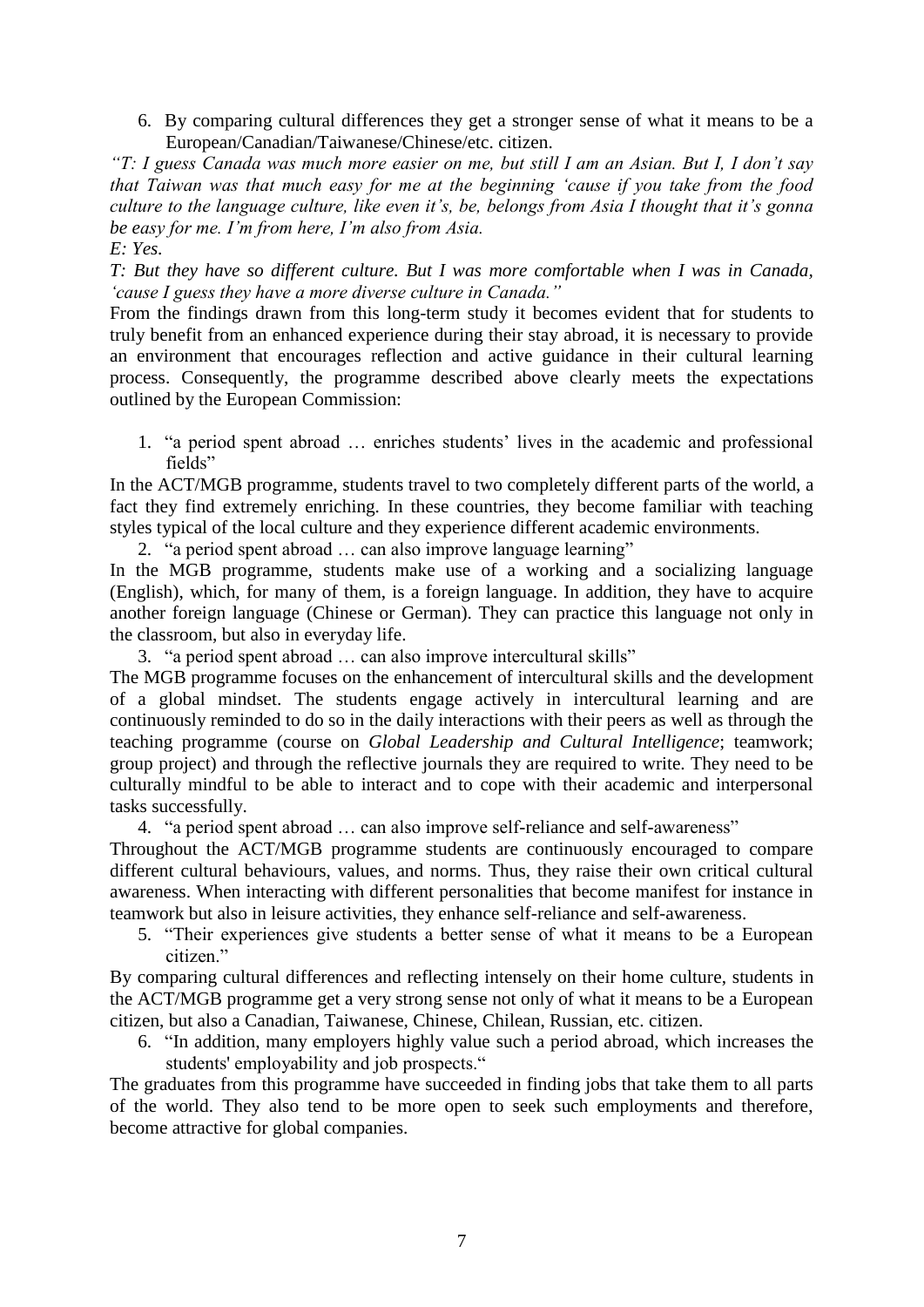6. By comparing cultural differences they get a stronger sense of what it means to be a European/Canadian/Taiwanese/Chinese/etc. citizen.

*"T: I guess Canada was much more easier on me, but still I am an Asian. But I, I don't say that Taiwan was that much easy for me at the beginning 'cause if you take from the food culture to the language culture, like even it's, be, belongs from Asia I thought that it's gonna be easy for me. I'm from here, I'm also from Asia.*

*E: Yes.*

*T: But they have so different culture. But I was more comfortable when I was in Canada, 'cause I guess they have a more diverse culture in Canada."*

From the findings drawn from this long-term study it becomes evident that for students to truly benefit from an enhanced experience during their stay abroad, it is necessary to provide an environment that encourages reflection and active guidance in their cultural learning process. Consequently, the programme described above clearly meets the expectations outlined by the European Commission:

1. "a period spent abroad … enriches students' lives in the academic and professional fields"

In the ACT/MGB programme, students travel to two completely different parts of the world, a fact they find extremely enriching. In these countries, they become familiar with teaching styles typical of the local culture and they experience different academic environments.

2. "a period spent abroad … can also improve language learning"

In the MGB programme, students make use of a working and a socializing language (English), which, for many of them, is a foreign language. In addition, they have to acquire another foreign language (Chinese or German). They can practice this language not only in the classroom, but also in everyday life.

3. "a period spent abroad … can also improve intercultural skills"

The MGB programme focuses on the enhancement of intercultural skills and the development of a global mindset. The students engage actively in intercultural learning and are continuously reminded to do so in the daily interactions with their peers as well as through the teaching programme (course on *Global Leadership and Cultural Intelligence*; teamwork; group project) and through the reflective journals they are required to write. They need to be culturally mindful to be able to interact and to cope with their academic and interpersonal tasks successfully.

4. "a period spent abroad … can also improve self-reliance and self-awareness"

Throughout the ACT/MGB programme students are continuously encouraged to compare different cultural behaviours, values, and norms. Thus, they raise their own critical cultural awareness. When interacting with different personalities that become manifest for instance in teamwork but also in leisure activities, they enhance self-reliance and self-awareness.

5. "Their experiences give students a better sense of what it means to be a European citizen."

By comparing cultural differences and reflecting intensely on their home culture, students in the ACT/MGB programme get a very strong sense not only of what it means to be a European citizen, but also a Canadian, Taiwanese, Chinese, Chilean, Russian, etc. citizen.

6. "In addition, many employers highly value such a period abroad, which increases the students' employability and job prospects."

The graduates from this programme have succeeded in finding jobs that take them to all parts of the world. They also tend to be more open to seek such employments and therefore, become attractive for global companies.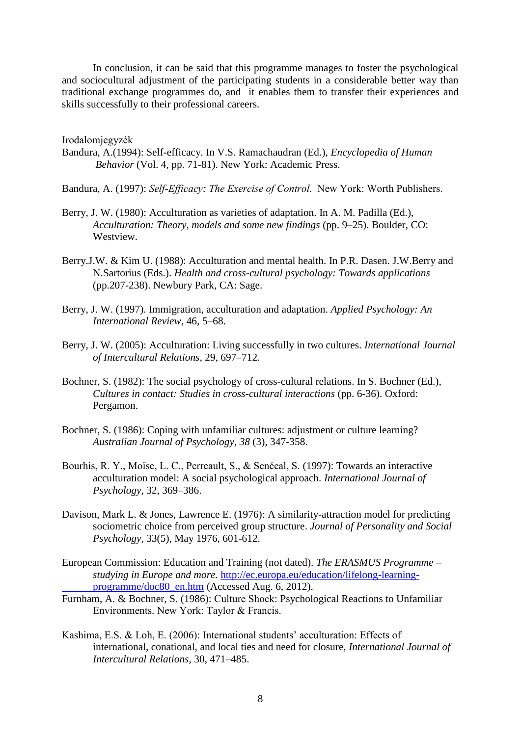In conclusion, it can be said that this programme manages to foster the psychological and sociocultural adjustment of the participating students in a considerable better way than traditional exchange programmes do, and it enables them to transfer their experiences and skills successfully to their professional careers.

Irodalomjegyzék

Bandura, A.(1994): Self-efficacy. In V.S. Ramachaudran (Ed.), *Encyclopedia of Human Behavior* (Vol. 4, pp. 71-81). New York: Academic Press.

Bandura, A. (1997): *Self-Efficacy: The Exercise of Control.* New York: Worth Publishers.

Berry, J. W. (1980): Acculturation as varieties of adaptation. In A. M. Padilla (Ed.), *Acculturation: Theory, models and some new findings* (pp. 9–25). Boulder, CO: Westview.

Berry.J.W. & Kim U. (1988): Acculturation and mental health. In P.R. Dasen. J.W.Berry and N.Sartorius (Eds.). *Health and cross-cultural psychology: Towards applications* (pp.207-238). Newbury Park, CA: Sage.

Berry, J. W. (1997). Immigration, acculturation and adaptation. *Applied Psychology: An International Review*, 46, 5–68.

Berry, J. W. (2005): Acculturation: Living successfully in two cultures. *International Journal of Intercultural Relations*, 29, 697–712.

Bochner, S. (1982): The social psychology of cross-cultural relations. In S. Bochner (Ed.), *Cultures in contact: Studies in cross-cultural interactions* (pp. 6-36). Oxford: Pergamon.

Bochner, S. (1986): Coping with unfamiliar cultures: adjustment or culture learning? *Australian Journal of Psychology*, *38* (3), 347-358.

Bourhis, R. Y., Moïse, L. C., Perreault, S., & Senécal, S. (1997): Towards an interactive acculturation model: A social psychological approach. *International Journal of Psychology*, 32, 369–386.

Davison, Mark L. & Jones, Lawrence E. (1976): A similarity-attraction model for predicting sociometric choice from perceived group structure. *Journal of Personality and Social Psychology*, 33(5), May 1976, 601-612.

European Commission: Education and Training (not dated). *The ERASMUS Programme – studying in Europe and more.* http://ec.europa.eu/education/lifelong-learning-programme/doc80_en.htm (Accessed Aug. 6, 2012).

Furnham, A. & Bochner, S. (1986): Culture Shock: Psychological Reactions to Unfamiliar Environments. New York: Taylor & Francis.

Kashima, E.S. & Loh, E. (2006): International students' acculturation: Effects of international, conational, and local ties and need for closure, *International Journal of Intercultural Relations*, 30, 471–485.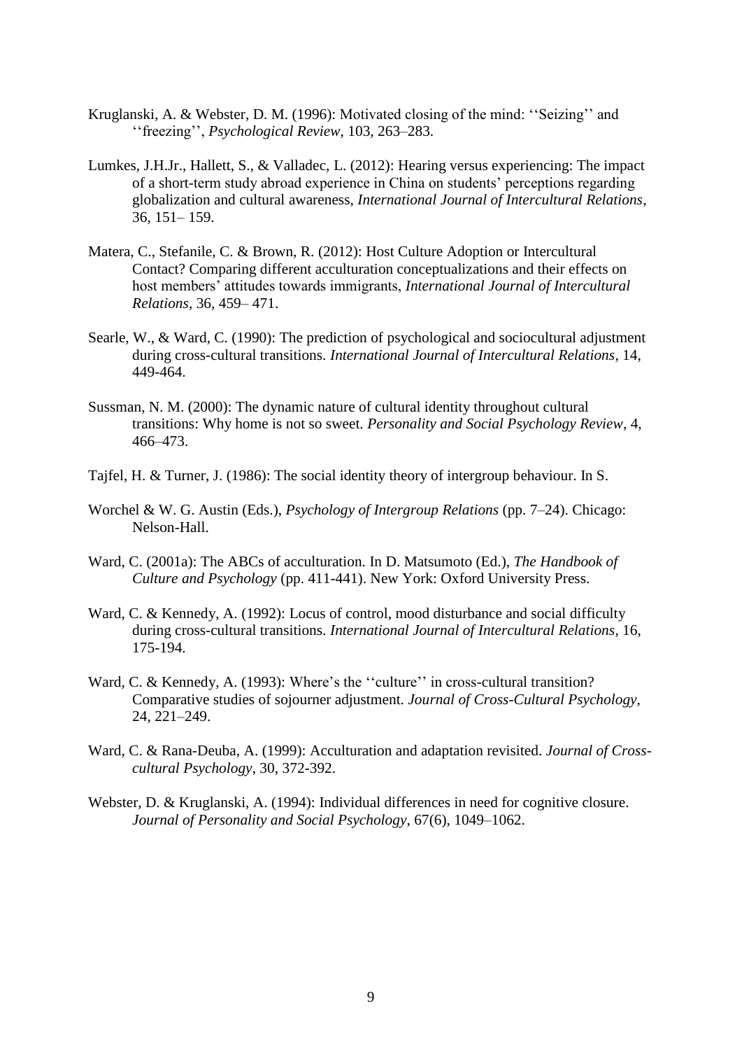Kruglanski, A. & Webster, D. M. (1996): Motivated closing of the mind: ''Seizing'' and ''freezing'', *Psychological Review*, 103, 263–283.

Lumkes, J.H.Jr., Hallett, S., & Valladec, L. (2012): Hearing versus experiencing: The impact of a short-term study abroad experience in China on students' perceptions regarding globalization and cultural awareness, *International Journal of Intercultural Relations*, 36, 151– 159.

Matera, C., Stefanile, C. & Brown, R. (2012): Host Culture Adoption or Intercultural Contact? Comparing different acculturation conceptualizations and their effects on host members' attitudes towards immigrants, *International Journal of Intercultural Relations*, 36, 459– 471.

Searle, W., & Ward, C. (1990): The prediction of psychological and sociocultural adjustment during cross-cultural transitions. *International Journal of Intercultural Relations*, 14, 449-464.

Sussman, N. M. (2000): The dynamic nature of cultural identity throughout cultural transitions: Why home is not so sweet. *Personality and Social Psychology Review*, 4, 466–473.

Tajfel, H. & Turner, J. (1986): The social identity theory of intergroup behaviour. In S.

Worchel & W. G. Austin (Eds.), *Psychology of Intergroup Relations* (pp. 7–24). Chicago: Nelson-Hall.

Ward, C. (2001a): The ABCs of acculturation. In D. Matsumoto (Ed.), *The Handbook of Culture and Psychology* (pp. 411-441). New York: Oxford University Press.

Ward, C. & Kennedy, A. (1992): Locus of control, mood disturbance and social difficulty during cross-cultural transitions. *International Journal of Intercultural Relations*, 16, 175-194.

Ward, C. & Kennedy, A. (1993): Where's the ''culture'' in cross-cultural transition? Comparative studies of sojourner adjustment. *Journal of Cross-Cultural Psychology*, 24, 221–249.

Ward, C. & Rana-Deuba, A. (1999): Acculturation and adaptation revisited. *Journal of Cross-cultural Psychology*, 30, 372-392.

Webster, D. & Kruglanski, A. (1994): Individual differences in need for cognitive closure. *Journal of Personality and Social Psychology*, 67(6), 1049–1062.